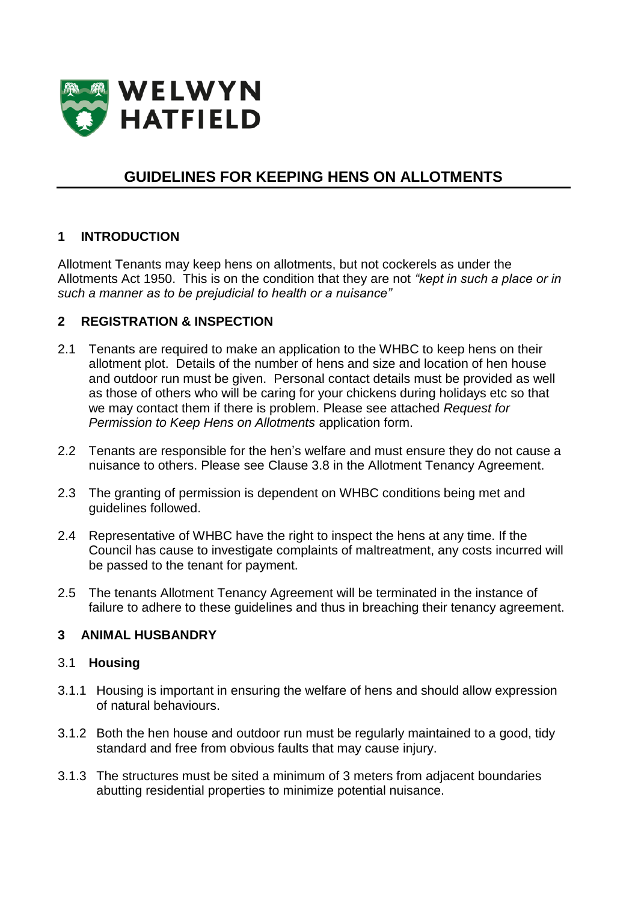WELWYN HATFIELD

# GUIDELINES FOR KEEPING HENS ON ALLOTMENTS

## 1 INTRODUCTION

Allotment Tenants may keep hens on allotments, but not cockerels as under the Allotments Act 1950. This is on the condition that they are not *"kept in such a place or in such a manner as to be prejudicial to health or a nuisance"*

## 2 REGISTRATION & INSPECTION

2.1 Tenants are required to make an application to the WHBC to keep hens on their allotment plot. Details of the number of hens and size and location of hen house and outdoor run must be given. Personal contact details must be provided as well as those of others who will be caring for your chickens during holidays etc so that we may contact them if there is problem. Please see attached *Request for Permission to Keep Hens on Allotments* application form.

2.2 Tenants are responsible for the hen's welfare and must ensure they do not cause a nuisance to others. Please see Clause 3.8 in the Allotment Tenancy Agreement.

2.3 The granting of permission is dependent on WHBC conditions being met and guidelines followed.

2.4 Representative of WHBC have the right to inspect the hens at any time. If the Council has cause to investigate complaints of maltreatment, any costs incurred will be passed to the tenant for payment.

2.5 The tenants Allotment Tenancy Agreement will be terminated in the instance of failure to adhere to these guidelines and thus in breaching their tenancy agreement.

## 3 ANIMAL HUSBANDRY

### 3.1 Housing

3.1.1 Housing is important in ensuring the welfare of hens and should allow expression of natural behaviours.

3.1.2 Both the hen house and outdoor run must be regularly maintained to a good, tidy standard and free from obvious faults that may cause injury.

3.1.3 The structures must be sited a minimum of 3 meters from adjacent boundaries abutting residential properties to minimize potential nuisance.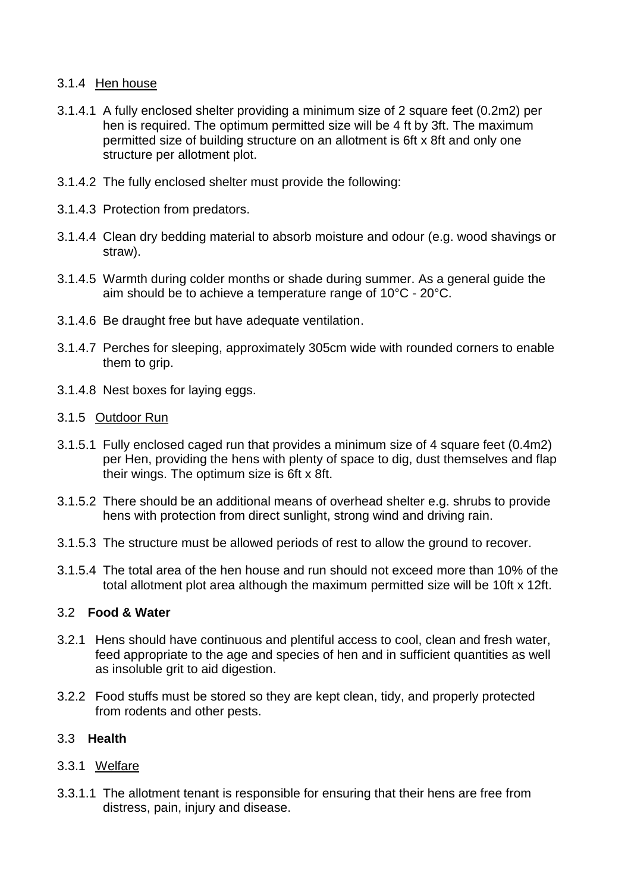#### 3.1.4 Hen house

3.1.4.1 A fully enclosed shelter providing a minimum size of 2 square feet (0.2m2) per hen is required. The optimum permitted size will be 4 ft by 3ft. The maximum permitted size of building structure on an allotment is 6ft x 8ft and only one structure per allotment plot.

3.1.4.2 The fully enclosed shelter must provide the following:

3.1.4.3 Protection from predators.

3.1.4.4 Clean dry bedding material to absorb moisture and odour (e.g. wood shavings or straw).

3.1.4.5 Warmth during colder months or shade during summer. As a general guide the aim should be to achieve a temperature range of 10°C - 20°C.

3.1.4.6 Be draught free but have adequate ventilation.

3.1.4.7 Perches for sleeping, approximately 305cm wide with rounded corners to enable them to grip.

3.1.4.8 Nest boxes for laying eggs.

#### 3.1.5 Outdoor Run

3.1.5.1 Fully enclosed caged run that provides a minimum size of 4 square feet (0.4m2) per Hen, providing the hens with plenty of space to dig, dust themselves and flap their wings. The optimum size is 6ft x 8ft.

3.1.5.2 There should be an additional means of overhead shelter e.g. shrubs to provide hens with protection from direct sunlight, strong wind and driving rain.

3.1.5.3 The structure must be allowed periods of rest to allow the ground to recover.

3.1.5.4 The total area of the hen house and run should not exceed more than 10% of the total allotment plot area although the maximum permitted size will be 10ft x 12ft.

### 3.2 **Food & Water**

3.2.1 Hens should have continuous and plentiful access to cool, clean and fresh water, feed appropriate to the age and species of hen and in sufficient quantities as well as insoluble grit to aid digestion.

3.2.2 Food stuffs must be stored so they are kept clean, tidy, and properly protected from rodents and other pests.

### 3.3 **Health**

#### 3.3.1 Welfare

3.3.1.1 The allotment tenant is responsible for ensuring that their hens are free from distress, pain, injury and disease.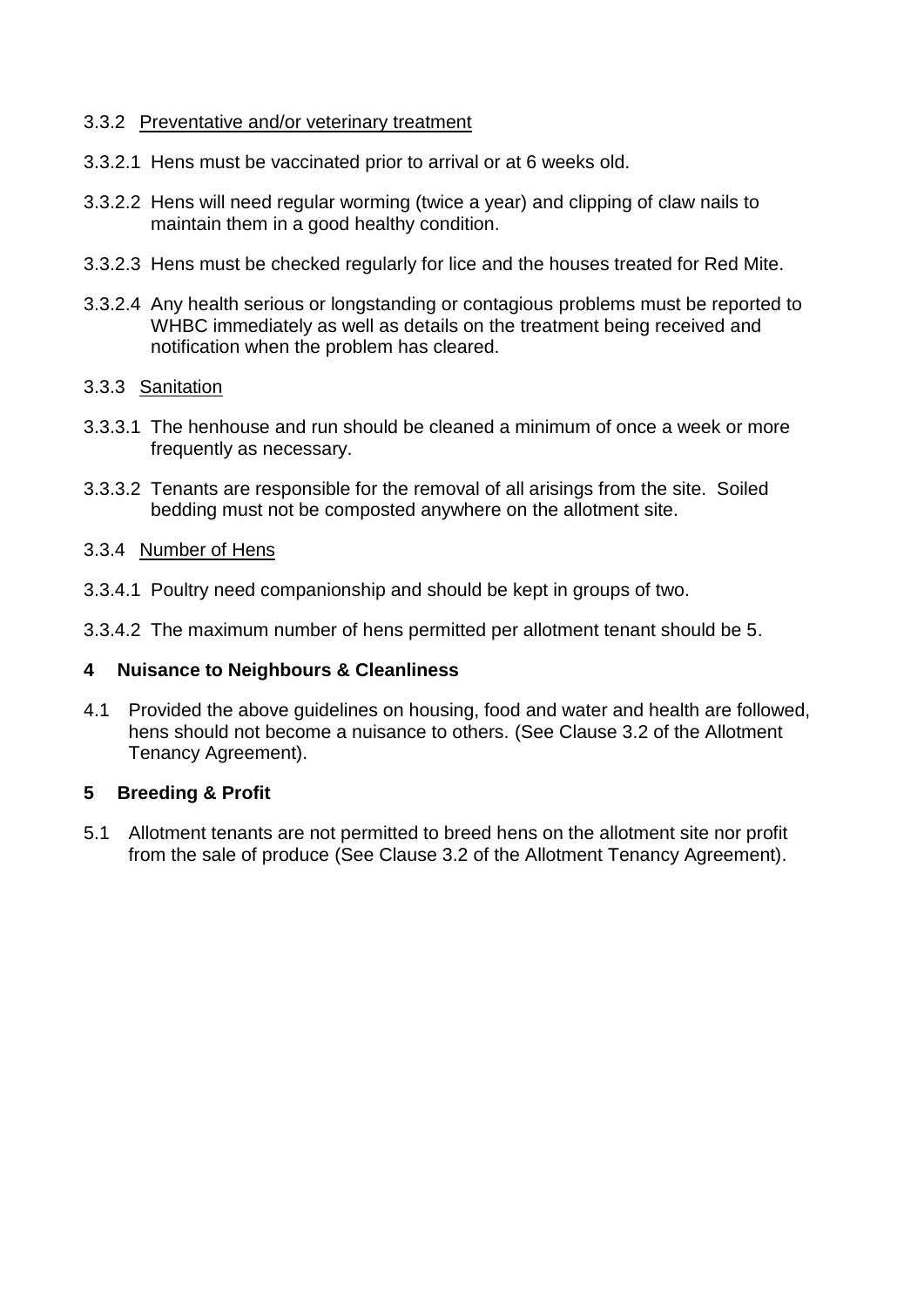3.3.2 <u>Preventative and/or veterinary treatment</u>

3.3.2.1 Hens must be vaccinated prior to arrival or at 6 weeks old.

3.3.2.2 Hens will need regular worming (twice a year) and clipping of claw nails to maintain them in a good healthy condition.

3.3.2.3 Hens must be checked regularly for lice and the houses treated for Red Mite.

3.3.2.4 Any health serious or longstanding or contagious problems must be reported to WHBC immediately as well as details on the treatment being received and notification when the problem has cleared.

3.3.3 <u>Sanitation</u>

3.3.3.1 The henhouse and run should be cleaned a minimum of once a week or more frequently as necessary.

3.3.3.2 Tenants are responsible for the removal of all arisings from the site. Soiled bedding must not be composted anywhere on the allotment site.

3.3.4 <u>Number of Hens</u>

3.3.4.1 Poultry need companionship and should be kept in groups of two.

3.3.4.2 The maximum number of hens permitted per allotment tenant should be 5.

## 4 Nuisance to Neighbours & Cleanliness

4.1 Provided the above guidelines on housing, food and water and health are followed, hens should not become a nuisance to others. (See Clause 3.2 of the Allotment Tenancy Agreement).

## 5 Breeding & Profit

5.1 Allotment tenants are not permitted to breed hens on the allotment site nor profit from the sale of produce (See Clause 3.2 of the Allotment Tenancy Agreement).